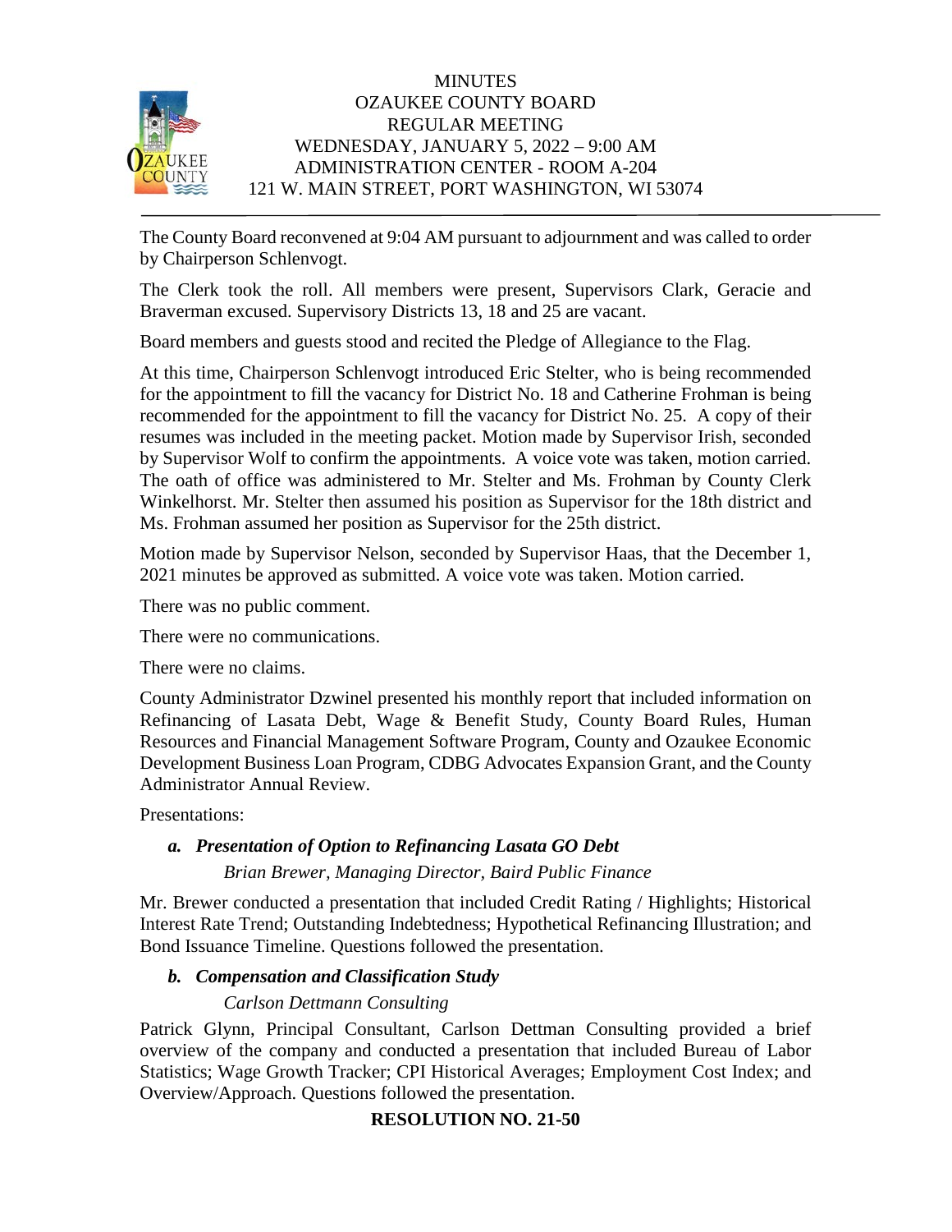MINUTES
OZAUKEE COUNTY BOARD
REGULAR MEETING
WEDNESDAY, JANUARY 5, 2022 – 9:00 AM
ADMINISTRATION CENTER - ROOM A-204
121 W. MAIN STREET, PORT WASHINGTON, WI 53074

---

The County Board reconvened at 9:04 AM pursuant to adjournment and was called to order by Chairperson Schlenvogt.

The Clerk took the roll. All members were present, Supervisors Clark, Geracie and Braverman excused. Supervisory Districts 13, 18 and 25 are vacant.

Board members and guests stood and recited the Pledge of Allegiance to the Flag.

At this time, Chairperson Schlenvogt introduced Eric Stelter, who is being recommended for the appointment to fill the vacancy for District No. 18 and Catherine Frohman is being recommended for the appointment to fill the vacancy for District No. 25. A copy of their resumes was included in the meeting packet. Motion made by Supervisor Irish, seconded by Supervisor Wolf to confirm the appointments. A voice vote was taken, motion carried. The oath of office was administered to Mr. Stelter and Ms. Frohman by County Clerk Winkelhorst. Mr. Stelter then assumed his position as Supervisor for the 18th district and Ms. Frohman assumed her position as Supervisor for the 25th district.

Motion made by Supervisor Nelson, seconded by Supervisor Haas, that the December 1, 2021 minutes be approved as submitted. A voice vote was taken. Motion carried.

There was no public comment.

There were no communications.

There were no claims.

County Administrator Dzwinel presented his monthly report that included information on Refinancing of Lasata Debt, Wage & Benefit Study, County Board Rules, Human Resources and Financial Management Software Program, County and Ozaukee Economic Development Business Loan Program, CDBG Advocates Expansion Grant, and the County Administrator Annual Review.

Presentations:

***a. Presentation of Option to Refinancing Lasata GO Debt***

*Brian Brewer, Managing Director, Baird Public Finance*

Mr. Brewer conducted a presentation that included Credit Rating / Highlights; Historical Interest Rate Trend; Outstanding Indebtedness; Hypothetical Refinancing Illustration; and Bond Issuance Timeline. Questions followed the presentation.

***b. Compensation and Classification Study***

*Carlson Dettmann Consulting*

Patrick Glynn, Principal Consultant, Carlson Dettman Consulting provided a brief overview of the company and conducted a presentation that included Bureau of Labor Statistics; Wage Growth Tracker; CPI Historical Averages; Employment Cost Index; and Overview/Approach. Questions followed the presentation.

**RESOLUTION NO. 21-50**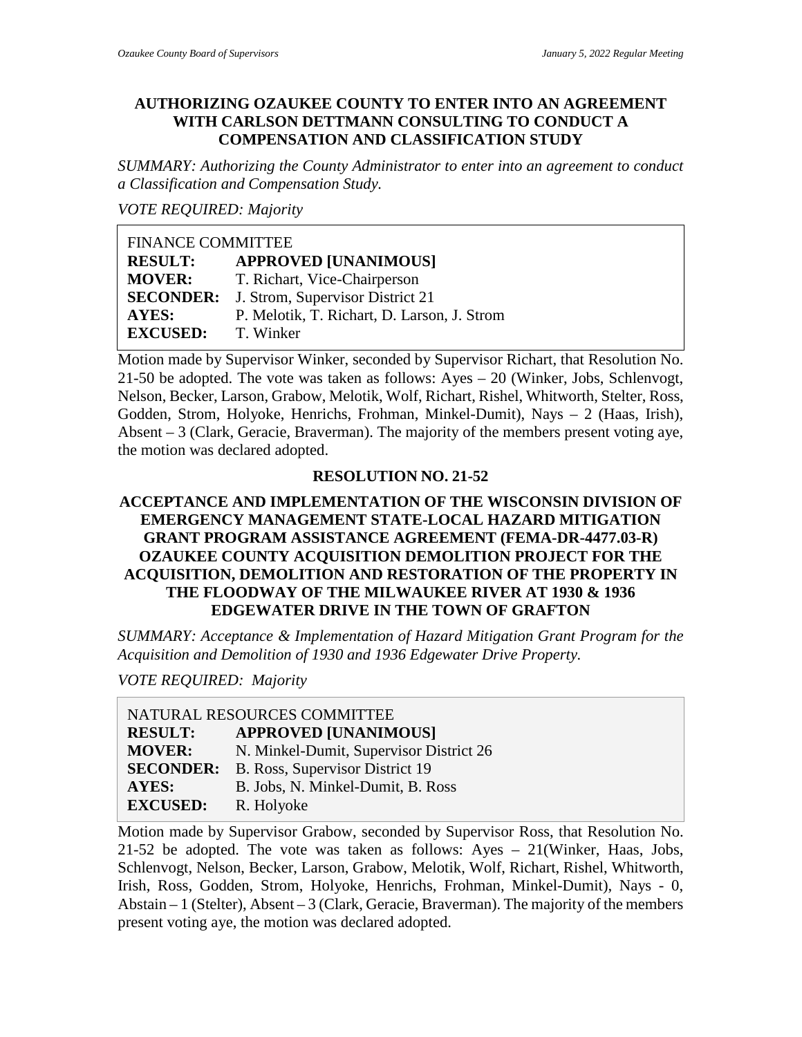## AUTHORIZING OZAUKEE COUNTY TO ENTER INTO AN AGREEMENT WITH CARLSON DETTMANN CONSULTING TO CONDUCT A COMPENSATION AND CLASSIFICATION STUDY

*SUMMARY: Authorizing the County Administrator to enter into an agreement to conduct a Classification and Compensation Study.*

*VOTE REQUIRED: Majority*

| FINANCE COMMITTEE | |
|---|---|
| **RESULT:** | **APPROVED [UNANIMOUS]** |
| **MOVER:** | T. Richart, Vice-Chairperson |
| **SECONDER:** | J. Strom, Supervisor District 21 |
| **AYES:** | P. Melotik, T. Richart, D. Larson, J. Strom |
| **EXCUSED:** | T. Winker |

Motion made by Supervisor Winker, seconded by Supervisor Richart, that Resolution No. 21-50 be adopted. The vote was taken as follows: Ayes – 20 (Winker, Jobs, Schlenvogt, Nelson, Becker, Larson, Grabow, Melotik, Wolf, Richart, Rishel, Whitworth, Stelter, Ross, Godden, Strom, Holyoke, Henrichs, Frohman, Minkel-Dumit), Nays – 2 (Haas, Irish), Absent – 3 (Clark, Geracie, Braverman). The majority of the members present voting aye, the motion was declared adopted.

## RESOLUTION NO. 21-52

## ACCEPTANCE AND IMPLEMENTATION OF THE WISCONSIN DIVISION OF EMERGENCY MANAGEMENT STATE-LOCAL HAZARD MITIGATION GRANT PROGRAM ASSISTANCE AGREEMENT (FEMA-DR-4477.03-R) OZAUKEE COUNTY ACQUISITION DEMOLITION PROJECT FOR THE ACQUISITION, DEMOLITION AND RESTORATION OF THE PROPERTY IN THE FLOODWAY OF THE MILWAUKEE RIVER AT 1930 & 1936 EDGEWATER DRIVE IN THE TOWN OF GRAFTON

*SUMMARY: Acceptance & Implementation of Hazard Mitigation Grant Program for the Acquisition and Demolition of 1930 and 1936 Edgewater Drive Property.*

*VOTE REQUIRED: Majority*

| NATURAL RESOURCES COMMITTEE | |
|---|---|
| **RESULT:** | **APPROVED [UNANIMOUS]** |
| **MOVER:** | N. Minkel-Dumit, Supervisor District 26 |
| **SECONDER:** | B. Ross, Supervisor District 19 |
| **AYES:** | B. Jobs, N. Minkel-Dumit, B. Ross |
| **EXCUSED:** | R. Holyoke |

Motion made by Supervisor Grabow, seconded by Supervisor Ross, that Resolution No. 21-52 be adopted. The vote was taken as follows: Ayes – 21(Winker, Haas, Jobs, Schlenvogt, Nelson, Becker, Larson, Grabow, Melotik, Wolf, Richart, Rishel, Whitworth, Irish, Ross, Godden, Strom, Holyoke, Henrichs, Frohman, Minkel-Dumit), Nays - 0, Abstain – 1 (Stelter), Absent – 3 (Clark, Geracie, Braverman). The majority of the members present voting aye, the motion was declared adopted.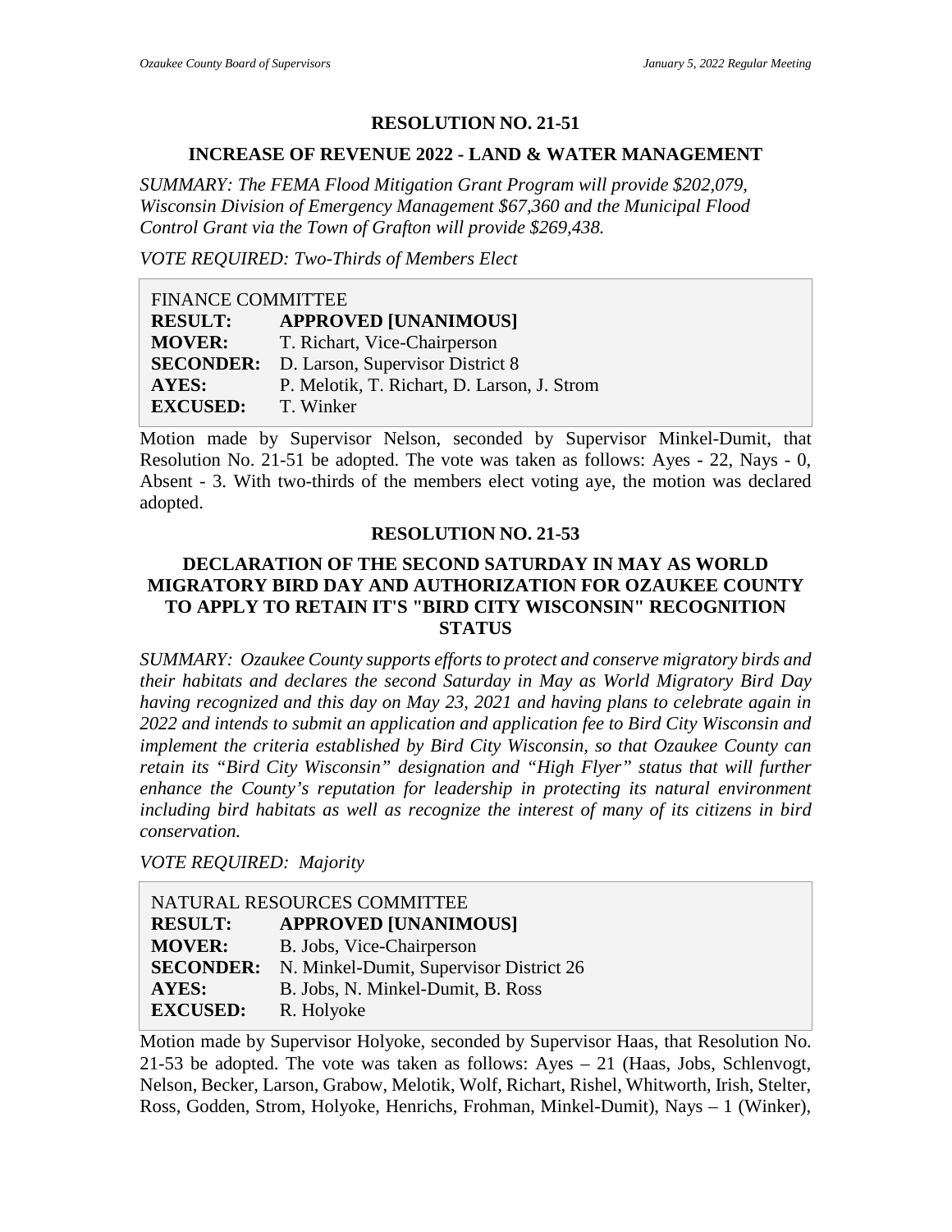## RESOLUTION NO. 21-51

## INCREASE OF REVENUE 2022 - LAND & WATER MANAGEMENT

*SUMMARY: The FEMA Flood Mitigation Grant Program will provide $202,079, Wisconsin Division of Emergency Management $67,360 and the Municipal Flood Control Grant via the Town of Grafton will provide $269,438.*

*VOTE REQUIRED: Two-Thirds of Members Elect*

| FINANCE COMMITTEE | |
|---|---|
| **RESULT:** | **APPROVED [UNANIMOUS]** |
| **MOVER:** | T. Richart, Vice-Chairperson |
| **SECONDER:** | D. Larson, Supervisor District 8 |
| **AYES:** | P. Melotik, T. Richart, D. Larson, J. Strom |
| **EXCUSED:** | T. Winker |

Motion made by Supervisor Nelson, seconded by Supervisor Minkel-Dumit, that Resolution No. 21-51 be adopted. The vote was taken as follows: Ayes - 22, Nays - 0, Absent - 3. With two-thirds of the members elect voting aye, the motion was declared adopted.

## RESOLUTION NO. 21-53

## DECLARATION OF THE SECOND SATURDAY IN MAY AS WORLD MIGRATORY BIRD DAY AND AUTHORIZATION FOR OZAUKEE COUNTY TO APPLY TO RETAIN IT'S "BIRD CITY WISCONSIN" RECOGNITION STATUS

*SUMMARY: Ozaukee County supports efforts to protect and conserve migratory birds and their habitats and declares the second Saturday in May as World Migratory Bird Day having recognized and this day on May 23, 2021 and having plans to celebrate again in 2022 and intends to submit an application and application fee to Bird City Wisconsin and implement the criteria established by Bird City Wisconsin, so that Ozaukee County can retain its "Bird City Wisconsin" designation and "High Flyer" status that will further enhance the County's reputation for leadership in protecting its natural environment including bird habitats as well as recognize the interest of many of its citizens in bird conservation.*

*VOTE REQUIRED: Majority*

| NATURAL RESOURCES COMMITTEE | |
|---|---|
| **RESULT:** | **APPROVED [UNANIMOUS]** |
| **MOVER:** | B. Jobs, Vice-Chairperson |
| **SECONDER:** | N. Minkel-Dumit, Supervisor District 26 |
| **AYES:** | B. Jobs, N. Minkel-Dumit, B. Ross |
| **EXCUSED:** | R. Holyoke |

Motion made by Supervisor Holyoke, seconded by Supervisor Haas, that Resolution No. 21-53 be adopted. The vote was taken as follows: Ayes – 21 (Haas, Jobs, Schlenvogt, Nelson, Becker, Larson, Grabow, Melotik, Wolf, Richart, Rishel, Whitworth, Irish, Stelter, Ross, Godden, Strom, Holyoke, Henrichs, Frohman, Minkel-Dumit), Nays – 1 (Winker),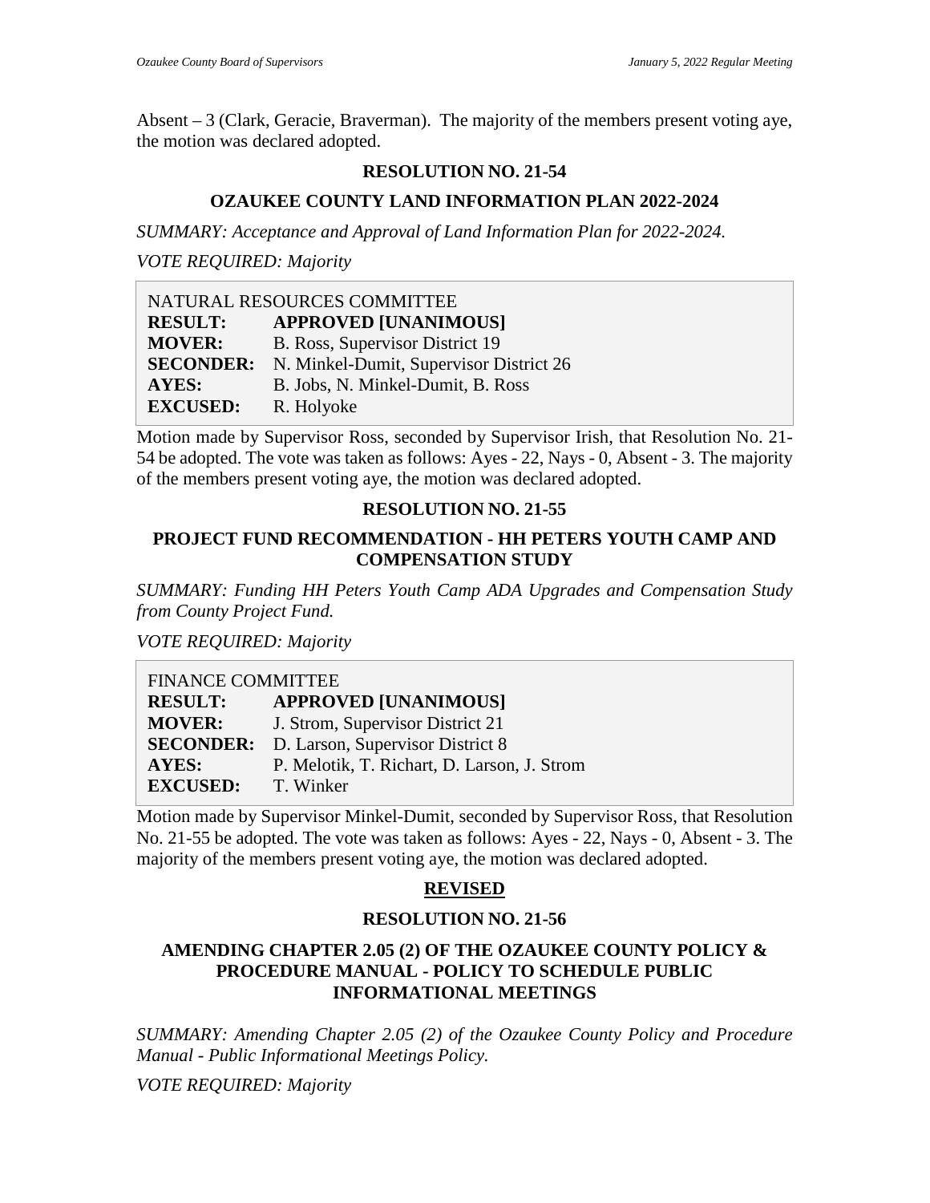Absent – 3 (Clark, Geracie, Braverman). The majority of the members present voting aye, the motion was declared adopted.

### RESOLUTION NO. 21-54

### OZAUKEE COUNTY LAND INFORMATION PLAN 2022-2024

*SUMMARY: Acceptance and Approval of Land Information Plan for 2022-2024.*

*VOTE REQUIRED: Majority*

| NATURAL RESOURCES COMMITTEE | |
|---|---|
| **RESULT:** | **APPROVED [UNANIMOUS]** |
| **MOVER:** | B. Ross, Supervisor District 19 |
| **SECONDER:** | N. Minkel-Dumit, Supervisor District 26 |
| **AYES:** | B. Jobs, N. Minkel-Dumit, B. Ross |
| **EXCUSED:** | R. Holyoke |

Motion made by Supervisor Ross, seconded by Supervisor Irish, that Resolution No. 21-54 be adopted. The vote was taken as follows: Ayes - 22, Nays - 0, Absent - 3. The majority of the members present voting aye, the motion was declared adopted.

### RESOLUTION NO. 21-55

### PROJECT FUND RECOMMENDATION - HH PETERS YOUTH CAMP AND COMPENSATION STUDY

*SUMMARY: Funding HH Peters Youth Camp ADA Upgrades and Compensation Study from County Project Fund.*

*VOTE REQUIRED: Majority*

| FINANCE COMMITTEE | |
|---|---|
| **RESULT:** | **APPROVED [UNANIMOUS]** |
| **MOVER:** | J. Strom, Supervisor District 21 |
| **SECONDER:** | D. Larson, Supervisor District 8 |
| **AYES:** | P. Melotik, T. Richart, D. Larson, J. Strom |
| **EXCUSED:** | T. Winker |

Motion made by Supervisor Minkel-Dumit, seconded by Supervisor Ross, that Resolution No. 21-55 be adopted. The vote was taken as follows: Ayes - 22, Nays - 0, Absent - 3. The majority of the members present voting aye, the motion was declared adopted.

### REVISED

### RESOLUTION NO. 21-56

### AMENDING CHAPTER 2.05 (2) OF THE OZAUKEE COUNTY POLICY & PROCEDURE MANUAL - POLICY TO SCHEDULE PUBLIC INFORMATIONAL MEETINGS

*SUMMARY: Amending Chapter 2.05 (2) of the Ozaukee County Policy and Procedure Manual - Public Informational Meetings Policy.*

*VOTE REQUIRED: Majority*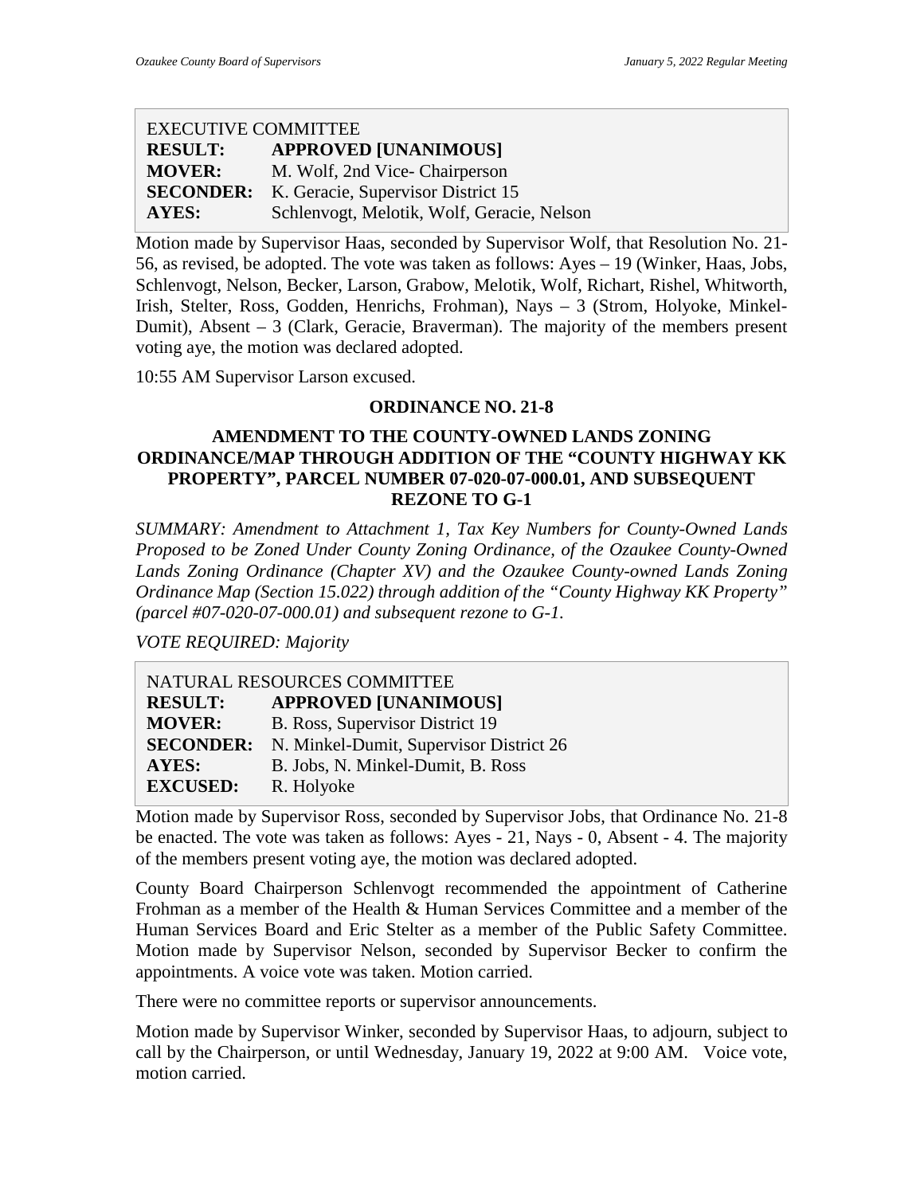| EXECUTIVE COMMITTEE | |
|---|---|
| **RESULT:** | **APPROVED [UNANIMOUS]** |
| **MOVER:** | M. Wolf, 2nd Vice- Chairperson |
| **SECONDER:** | K. Geracie, Supervisor District 15 |
| **AYES:** | Schlenvogt, Melotik, Wolf, Geracie, Nelson |

Motion made by Supervisor Haas, seconded by Supervisor Wolf, that Resolution No. 21-56, as revised, be adopted. The vote was taken as follows: Ayes – 19 (Winker, Haas, Jobs, Schlenvogt, Nelson, Becker, Larson, Grabow, Melotik, Wolf, Richart, Rishel, Whitworth, Irish, Stelter, Ross, Godden, Henrichs, Frohman), Nays – 3 (Strom, Holyoke, Minkel-Dumit), Absent – 3 (Clark, Geracie, Braverman). The majority of the members present voting aye, the motion was declared adopted.

10:55 AM Supervisor Larson excused.

**ORDINANCE NO. 21-8**

**AMENDMENT TO THE COUNTY-OWNED LANDS ZONING ORDINANCE/MAP THROUGH ADDITION OF THE "COUNTY HIGHWAY KK PROPERTY", PARCEL NUMBER 07-020-07-000.01, AND SUBSEQUENT REZONE TO G-1**

*SUMMARY: Amendment to Attachment 1, Tax Key Numbers for County-Owned Lands Proposed to be Zoned Under County Zoning Ordinance, of the Ozaukee County-Owned Lands Zoning Ordinance (Chapter XV) and the Ozaukee County-owned Lands Zoning Ordinance Map (Section 15.022) through addition of the "County Highway KK Property" (parcel #07-020-07-000.01) and subsequent rezone to G-1.*

*VOTE REQUIRED: Majority*

| NATURAL RESOURCES COMMITTEE | |
|---|---|
| **RESULT:** | **APPROVED [UNANIMOUS]** |
| **MOVER:** | B. Ross, Supervisor District 19 |
| **SECONDER:** | N. Minkel-Dumit, Supervisor District 26 |
| **AYES:** | B. Jobs, N. Minkel-Dumit, B. Ross |
| **EXCUSED:** | R. Holyoke |

Motion made by Supervisor Ross, seconded by Supervisor Jobs, that Ordinance No. 21-8 be enacted. The vote was taken as follows: Ayes - 21, Nays - 0, Absent - 4. The majority of the members present voting aye, the motion was declared adopted.

County Board Chairperson Schlenvogt recommended the appointment of Catherine Frohman as a member of the Health & Human Services Committee and a member of the Human Services Board and Eric Stelter as a member of the Public Safety Committee. Motion made by Supervisor Nelson, seconded by Supervisor Becker to confirm the appointments. A voice vote was taken. Motion carried.

There were no committee reports or supervisor announcements.

Motion made by Supervisor Winker, seconded by Supervisor Haas, to adjourn, subject to call by the Chairperson, or until Wednesday, January 19, 2022 at 9:00 AM. Voice vote, motion carried.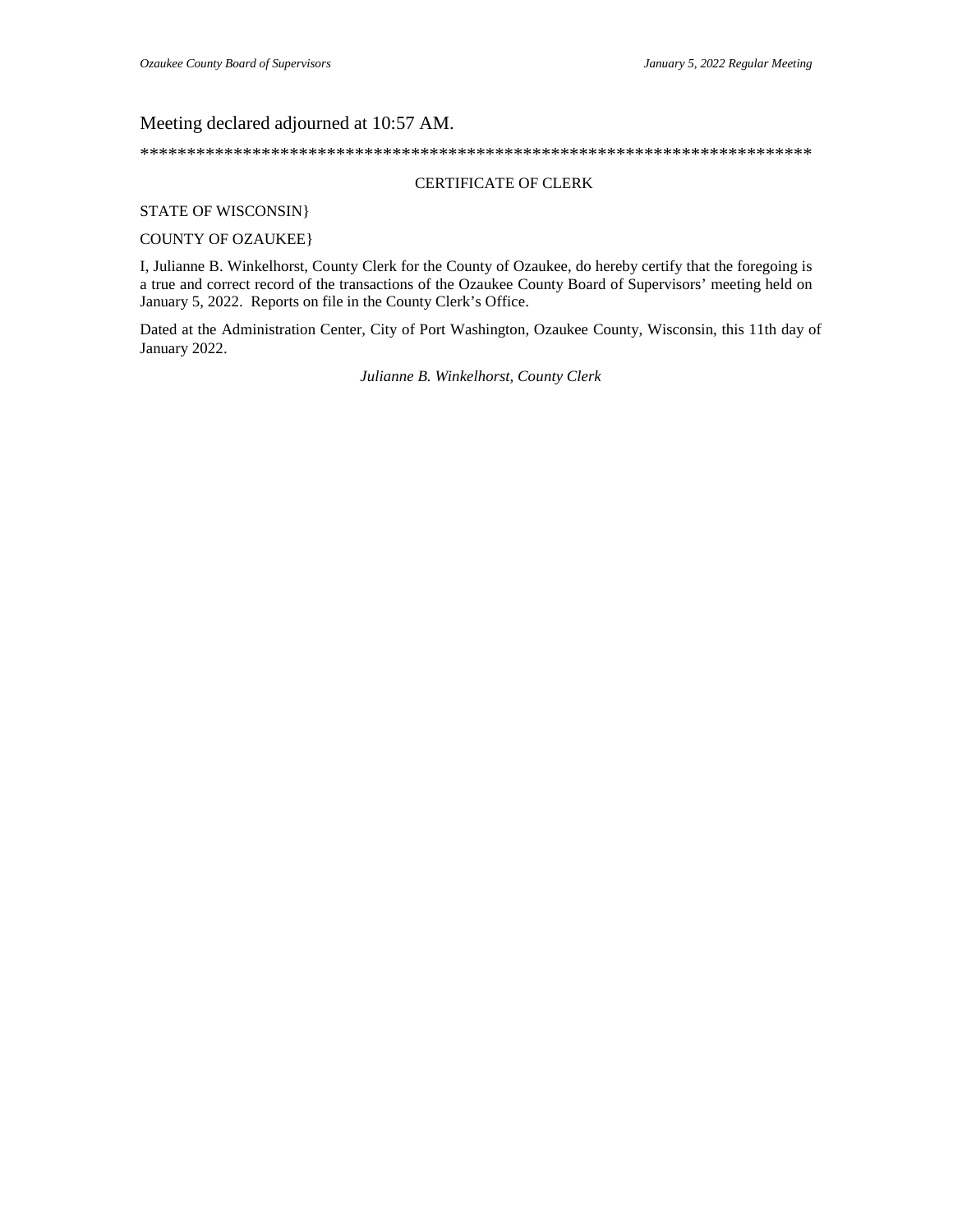Meeting declared adjourned at 10:57 AM.

**************************************************************************

CERTIFICATE OF CLERK

STATE OF WISCONSIN}

COUNTY OF OZAUKEE}

I, Julianne B. Winkelhorst, County Clerk for the County of Ozaukee, do hereby certify that the foregoing is a true and correct record of the transactions of the Ozaukee County Board of Supervisors' meeting held on January 5, 2022. Reports on file in the County Clerk's Office.

Dated at the Administration Center, City of Port Washington, Ozaukee County, Wisconsin, this 11th day of January 2022.

*Julianne B. Winkelhorst, County Clerk*